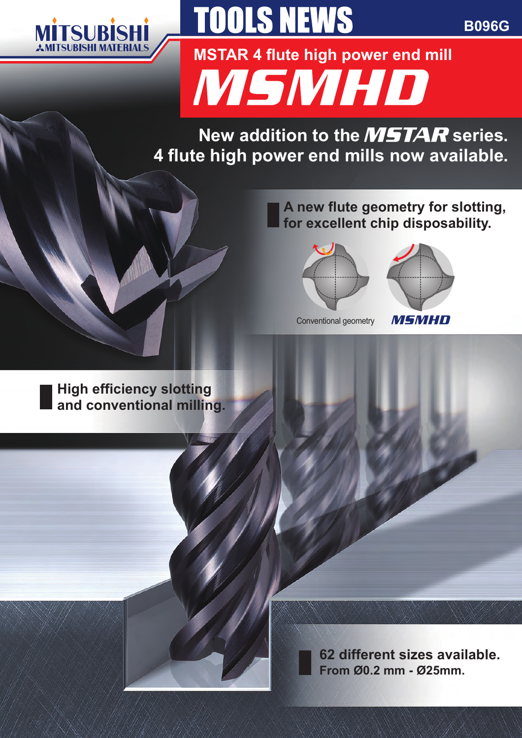MITSUBISHI
MITSUBISHI MATERIALS

# TOOLS NEWS

B096G

## MSTAR 4 flute high power end mill

# MSMHD

**New addition to the MSTAR series.**
**4 flute high power end mills now available.**

**A new flute geometry for slotting, for excellent chip disposability.**

Conventional geometry

MSMHD

**High efficiency slotting and conventional milling.**

**62 different sizes available.**
**From Ø0.2 mm - Ø25mm.**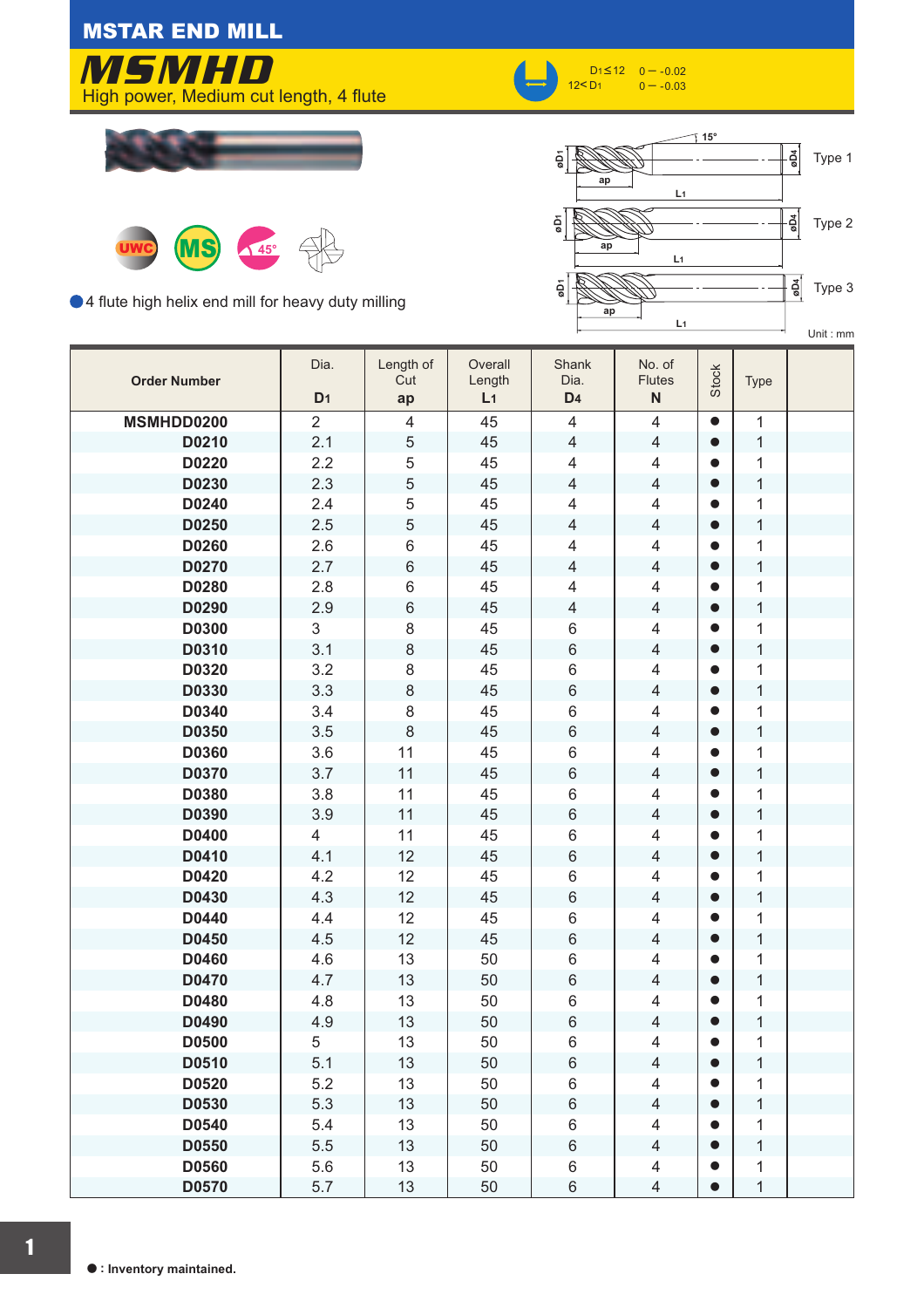## MSTAR END MILL

# MSMHD

High power, Medium cut length, 4 flute

| | |
|---|---|
| $D_1 \leq 12$ | 0 — -0.02 |
| $12 < D_1$ | 0 — -0.03 |

UWC MS 45°

● 4 flute high helix end mill for heavy duty milling

Type 1 / Type 2 / Type 3

Unit : mm

| Order Number | Dia. $D_1$ | Length of Cut ap | Overall Length $L_1$ | Shank Dia. $D_4$ | No. of Flutes N | Stock | Type |
|---|---|---|---|---|---|---|---|
| MSMHDD0200 | 2 | 4 | 45 | 4 | 4 | ● | 1 |
| D0210 | 2.1 | 5 | 45 | 4 | 4 | ● | 1 |
| D0220 | 2.2 | 5 | 45 | 4 | 4 | ● | 1 |
| D0230 | 2.3 | 5 | 45 | 4 | 4 | ● | 1 |
| D0240 | 2.4 | 5 | 45 | 4 | 4 | ● | 1 |
| D0250 | 2.5 | 5 | 45 | 4 | 4 | ● | 1 |
| D0260 | 2.6 | 6 | 45 | 4 | 4 | ● | 1 |
| D0270 | 2.7 | 6 | 45 | 4 | 4 | ● | 1 |
| D0280 | 2.8 | 6 | 45 | 4 | 4 | ● | 1 |
| D0290 | 2.9 | 6 | 45 | 4 | 4 | ● | 1 |
| D0300 | 3 | 8 | 45 | 6 | 4 | ● | 1 |
| D0310 | 3.1 | 8 | 45 | 6 | 4 | ● | 1 |
| D0320 | 3.2 | 8 | 45 | 6 | 4 | ● | 1 |
| D0330 | 3.3 | 8 | 45 | 6 | 4 | ● | 1 |
| D0340 | 3.4 | 8 | 45 | 6 | 4 | ● | 1 |
| D0350 | 3.5 | 8 | 45 | 6 | 4 | ● | 1 |
| D0360 | 3.6 | 11 | 45 | 6 | 4 | ● | 1 |
| D0370 | 3.7 | 11 | 45 | 6 | 4 | ● | 1 |
| D0380 | 3.8 | 11 | 45 | 6 | 4 | ● | 1 |
| D0390 | 3.9 | 11 | 45 | 6 | 4 | ● | 1 |
| D0400 | 4 | 11 | 45 | 6 | 4 | ● | 1 |
| D0410 | 4.1 | 12 | 45 | 6 | 4 | ● | 1 |
| D0420 | 4.2 | 12 | 45 | 6 | 4 | ● | 1 |
| D0430 | 4.3 | 12 | 45 | 6 | 4 | ● | 1 |
| D0440 | 4.4 | 12 | 45 | 6 | 4 | ● | 1 |
| D0450 | 4.5 | 12 | 45 | 6 | 4 | ● | 1 |
| D0460 | 4.6 | 13 | 50 | 6 | 4 | ● | 1 |
| D0470 | 4.7 | 13 | 50 | 6 | 4 | ● | 1 |
| D0480 | 4.8 | 13 | 50 | 6 | 4 | ● | 1 |
| D0490 | 4.9 | 13 | 50 | 6 | 4 | ● | 1 |
| D0500 | 5 | 13 | 50 | 6 | 4 | ● | 1 |
| D0510 | 5.1 | 13 | 50 | 6 | 4 | ● | 1 |
| D0520 | 5.2 | 13 | 50 | 6 | 4 | ● | 1 |
| D0530 | 5.3 | 13 | 50 | 6 | 4 | ● | 1 |
| D0540 | 5.4 | 13 | 50 | 6 | 4 | ● | 1 |
| D0550 | 5.5 | 13 | 50 | 6 | 4 | ● | 1 |
| D0560 | 5.6 | 13 | 50 | 6 | 4 | ● | 1 |
| D0570 | 5.7 | 13 | 50 | 6 | 4 | ● | 1 |

● : Inventory maintained.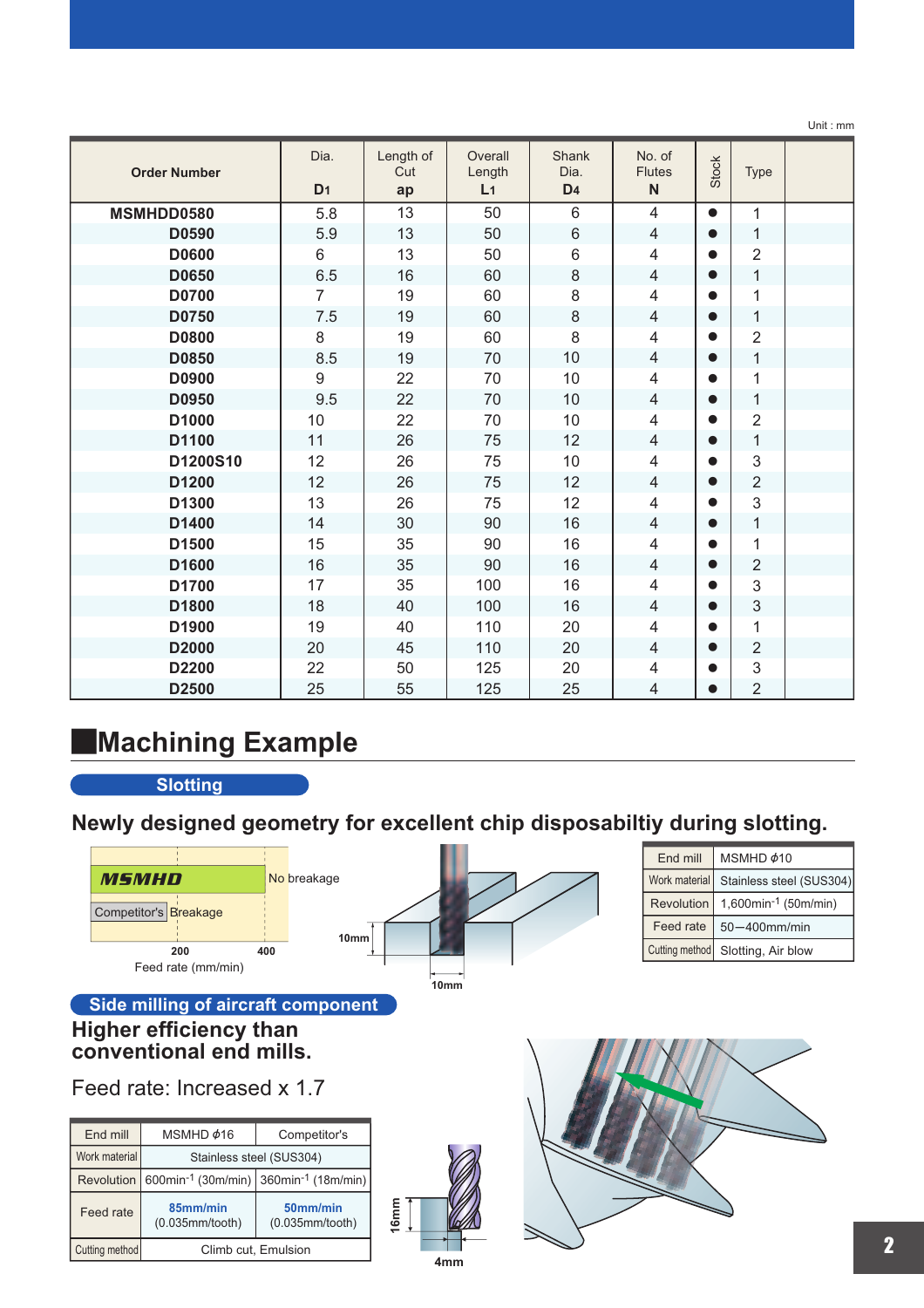Unit : mm

| Order Number | Dia. $D_1$ | Length of Cut ap | Overall Length $L_1$ | Shank Dia. $D_4$ | No. of Flutes N | Stock | Type |
|---|---|---|---|---|---|---|---|
| MSMHDD0580 | 5.8 | 13 | 50 | 6 | 4 | ● | 1 |
| D0590 | 5.9 | 13 | 50 | 6 | 4 | ● | 1 |
| D0600 | 6 | 13 | 50 | 6 | 4 | ● | 2 |
| D0650 | 6.5 | 16 | 60 | 8 | 4 | ● | 1 |
| D0700 | 7 | 19 | 60 | 8 | 4 | ● | 1 |
| D0750 | 7.5 | 19 | 60 | 8 | 4 | ● | 1 |
| D0800 | 8 | 19 | 60 | 8 | 4 | ● | 2 |
| D0850 | 8.5 | 19 | 70 | 10 | 4 | ● | 1 |
| D0900 | 9 | 22 | 70 | 10 | 4 | ● | 1 |
| D0950 | 9.5 | 22 | 70 | 10 | 4 | ● | 1 |
| D1000 | 10 | 22 | 70 | 10 | 4 | ● | 2 |
| D1100 | 11 | 26 | 75 | 12 | 4 | ● | 1 |
| D1200S10 | 12 | 26 | 75 | 10 | 4 | ● | 3 |
| D1200 | 12 | 26 | 75 | 12 | 4 | ● | 2 |
| D1300 | 13 | 26 | 75 | 12 | 4 | ● | 3 |
| D1400 | 14 | 30 | 90 | 16 | 4 | ● | 1 |
| D1500 | 15 | 35 | 90 | 16 | 4 | ● | 1 |
| D1600 | 16 | 35 | 90 | 16 | 4 | ● | 2 |
| D1700 | 17 | 35 | 100 | 16 | 4 | ● | 3 |
| D1800 | 18 | 40 | 100 | 16 | 4 | ● | 3 |
| D1900 | 19 | 40 | 110 | 20 | 4 | ● | 1 |
| D2000 | 20 | 45 | 110 | 20 | 4 | ● | 2 |
| D2200 | 22 | 50 | 125 | 20 | 4 | ● | 3 |
| D2500 | 25 | 55 | 125 | 25 | 4 | ● | 2 |

## Machining Example

### Slotting

**Newly designed geometry for excellent chip disposabiltiy during slotting.**

MSMHD — No breakage
Competitor's — Breakage
200 400
Feed rate (mm/min)

10mm
10mm

| End mill | MSMHD $\phi$10 |
|---|---|
| Work material | Stainless steel (SUS304) |
| Revolution | 1,600min$^{-1}$ (50m/min) |
| Feed rate | 50—400mm/min |
| Cutting method | Slotting, Air blow |

### Side milling of aircraft component

**Higher efficiency than conventional end mills.**

Feed rate: Increased x 1.7

| End mill | MSMHD $\phi$16 | Competitor's |
|---|---|---|
| Work material | Stainless steel (SUS304) | |
| Revolution | 600min$^{-1}$ (30m/min) | 360min$^{-1}$ (18m/min) |
| Feed rate | 85mm/min (0.035mm/tooth) | 50mm/min (0.035mm/tooth) |
| Cutting method | Climb cut, Emulsion | |

16mm
4mm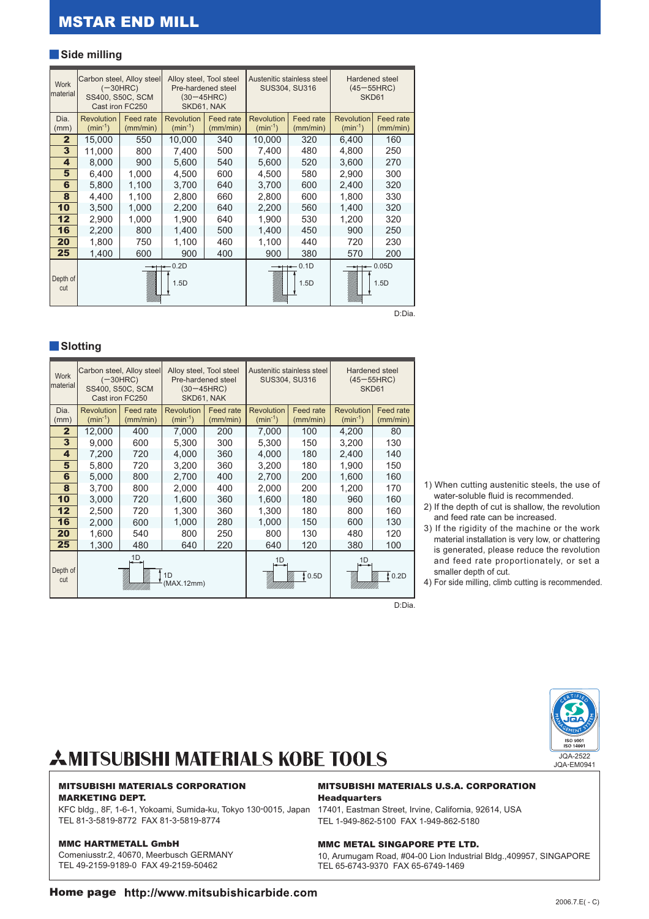# MSTAR END MILL

## Side milling

| Work material | Carbon steel, Alloy steel (−30HRC) SS400, S50C, SCM Cast iron FC250 | | Alloy steel, Tool steel Pre-hardened steel (30−45HRC) SKD61, NAK | | Austenitic stainless steel SUS304, SU316 | | Hardened steel (45−55HRC) SKD61 | |
|---|---|---|---|---|---|---|---|---|
| Dia. (mm) | Revolution ($min^{-1}$) | Feed rate (mm/min) | Revolution ($min^{-1}$) | Feed rate (mm/min) | Revolution ($min^{-1}$) | Feed rate (mm/min) | Revolution ($min^{-1}$) | Feed rate (mm/min) |
| **2** | 15,000 | 550 | 10,000 | 340 | 10,000 | 320 | 6,400 | 160 |
| **3** | 11,000 | 800 | 7,400 | 500 | 7,400 | 480 | 4,800 | 250 |
| **4** | 8,000 | 900 | 5,600 | 540 | 5,600 | 520 | 3,600 | 270 |
| **5** | 6,400 | 1,000 | 4,500 | 600 | 4,500 | 580 | 2,900 | 300 |
| **6** | 5,800 | 1,100 | 3,700 | 640 | 3,700 | 600 | 2,400 | 320 |
| **8** | 4,400 | 1,100 | 2,800 | 660 | 2,800 | 600 | 1,800 | 330 |
| **10** | 3,500 | 1,000 | 2,200 | 640 | 2,200 | 560 | 1,400 | 320 |
| **12** | 2,900 | 1,000 | 1,900 | 640 | 1,900 | 530 | 1,200 | 320 |
| **16** | 2,200 | 800 | 1,400 | 500 | 1,400 | 450 | 900 | 250 |
| **20** | 1,800 | 750 | 1,100 | 460 | 1,100 | 440 | 720 | 230 |
| **25** | 1,400 | 600 | 900 | 400 | 900 | 380 | 570 | 200 |
| Depth of cut | 0.2D, 1.5D | | | | 0.1D, 1.5D | | 0.05D, 1.5D | |

D:Dia.

## Slotting

| Work material | Carbon steel, Alloy steel (−30HRC) SS400, S50C, SCM Cast iron FC250 | | Alloy steel, Tool steel Pre-hardened steel (30−45HRC) SKD61, NAK | | Austenitic stainless steel SUS304, SU316 | | Hardened steel (45−55HRC) SKD61 | |
|---|---|---|---|---|---|---|---|---|
| Dia. (mm) | Revolution ($min^{-1}$) | Feed rate (mm/min) | Revolution ($min^{-1}$) | Feed rate (mm/min) | Revolution ($min^{-1}$) | Feed rate (mm/min) | Revolution ($min^{-1}$) | Feed rate (mm/min) |
| **2** | 12,000 | 400 | 7,000 | 200 | 7,000 | 100 | 4,200 | 80 |
| **3** | 9,000 | 600 | 5,300 | 300 | 5,300 | 150 | 3,200 | 130 |
| **4** | 7,200 | 720 | 4,000 | 360 | 4,000 | 180 | 2,400 | 140 |
| **5** | 5,800 | 720 | 3,200 | 360 | 3,200 | 180 | 1,900 | 150 |
| **6** | 5,000 | 800 | 2,700 | 400 | 2,700 | 200 | 1,600 | 160 |
| **8** | 3,700 | 800 | 2,000 | 400 | 2,000 | 200 | 1,200 | 170 |
| **10** | 3,000 | 720 | 1,600 | 360 | 1,600 | 180 | 960 | 160 |
| **12** | 2,500 | 720 | 1,300 | 360 | 1,300 | 180 | 800 | 160 |
| **16** | 2,000 | 600 | 1,000 | 280 | 1,000 | 150 | 600 | 130 |
| **20** | 1,600 | 540 | 800 | 250 | 800 | 130 | 480 | 120 |
| **25** | 1,300 | 480 | 640 | 220 | 640 | 120 | 380 | 100 |
| Depth of cut | 1D, 1D (MAX.12mm) | | | | 1D, 0.5D | | 1D, 0.2D | |

D:Dia.

1) When cutting austenitic steels, the use of water-soluble fluid is recommended.
2) If the depth of cut is shallow, the revolution and feed rate can be increased.
3) If the rigidity of the machine or the work material installation is very low, or chattering is generated, please reduce the revolution and feed rate proportionately, or set a smaller depth of cut.
4) For side milling, climb cutting is recommended.

ISO 9001
ISO 14001
JQA-2522
JQA-EM0941

**MITSUBISHI MATERIALS KOBE TOOLS**

**MITSUBISHI MATERIALS CORPORATION**
**MARKETING DEPT.**
KFC bldg., 8F, 1-6-1, Yokoami, Sumida-ku, Tokyo 130-0015, Japan
TEL 81-3-5819-8772 FAX 81-3-5819-8774

**MITSUBISHI MATERIALS U.S.A. CORPORATION**
**Headquarters**
17401, Eastman Street, Irvine, California, 92614, USA
TEL 1-949-862-5100 FAX 1-949-862-5180

**MMC HARTMETALL GmbH**
Comeniusstr.2, 40670, Meerbusch GERMANY
TEL 49-2159-9189-0 FAX 49-2159-50462

**MMC METAL SINGAPORE PTE LTD.**
10, Arumugam Road, #04-00 Lion Industrial Bldg.,409957, SINGAPORE
TEL 65-6743-9370 FAX 65-6749-1469

**Home page http://www.mitsubishicarbide.com**

2006.7.E( - C)